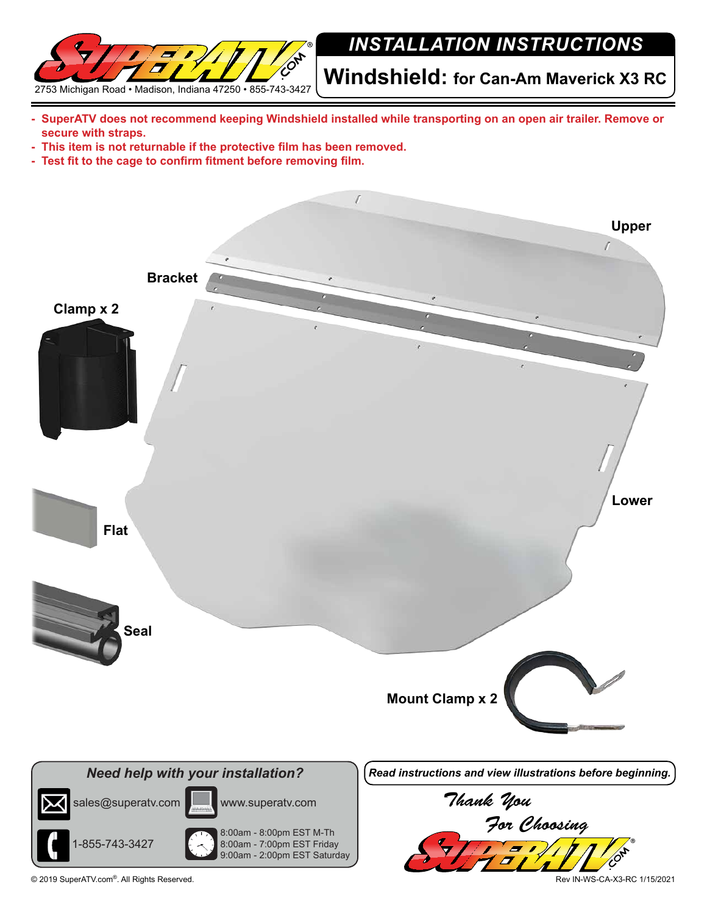2753 Michigan Road • Madison, Indiana 47250 • 855-743-3427

# INSTALLATION INSTRUCTIONS

## Windshield: for Can-Am Maverick X3 RC

- **SuperATV does not recommend keeping Windshield installed while transporting on an open air trailer. Remove or secure with straps.**
- **This item is not returnable if the protective film has been removed.**
- **Test fit to the cage to confirm fitment before removing film.**

**Upper**

**Bracket**

**Clamp x 2**

**Lower**

**Flat**

**Seal**

**Mount Clamp x 2**

### *Need help with your installation?*

sales@superatv.com

www.superatv.com

1-855-743-3427

8:00am - 8:00pm EST M-Th
8:00am - 7:00pm EST Friday
9:00am - 2:00pm EST Saturday

***Read instructions and view illustrations before beginning.***

*Thank You For Choosing*

© 2019 SuperATV.com®. All Rights Reserved.

Rev IN-WS-CA-X3-RC 1/15/2021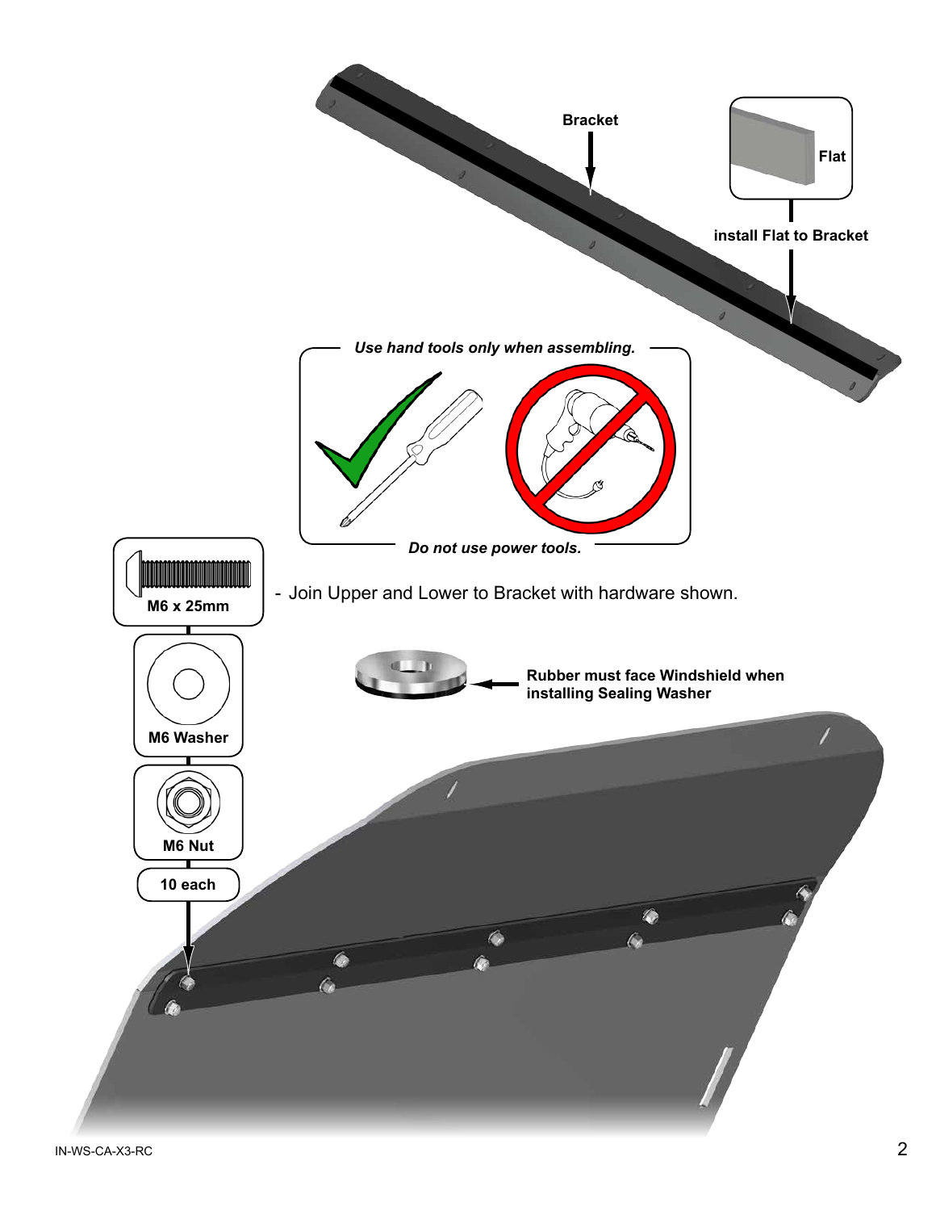Bracket

Flat

install Flat to Bracket

*Use hand tools only when assembling.*

*Do not use power tools.*

- Join Upper and Lower to Bracket with hardware shown.

**M6 x 25mm**

**M6 Washer**

**M6 Nut**

**10 each**

**Rubber must face Windshield when installing Sealing Washer**

IN-WS-CA-X3-RC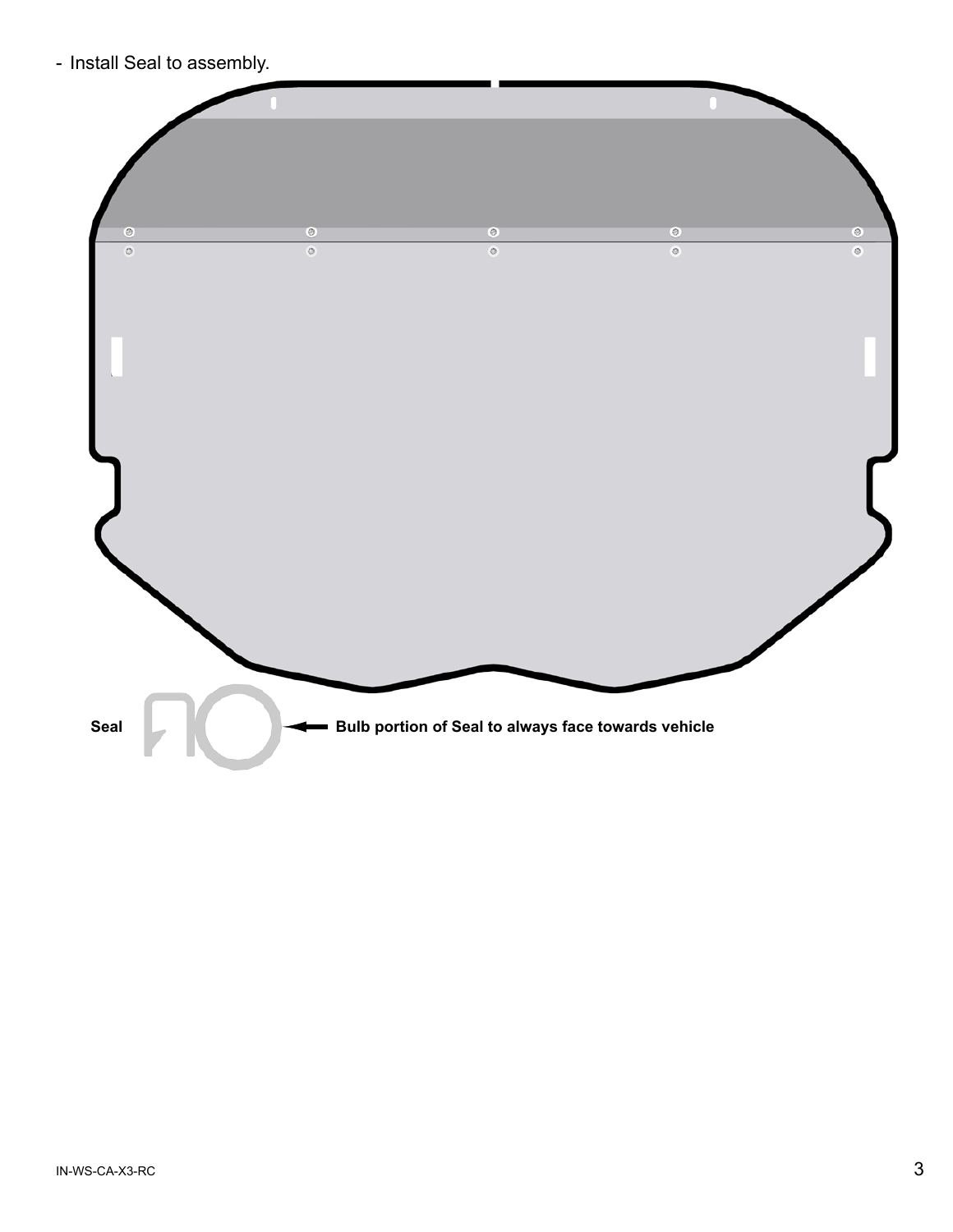- Install Seal to assembly.

Seal

Bulb portion of Seal to always face towards vehicle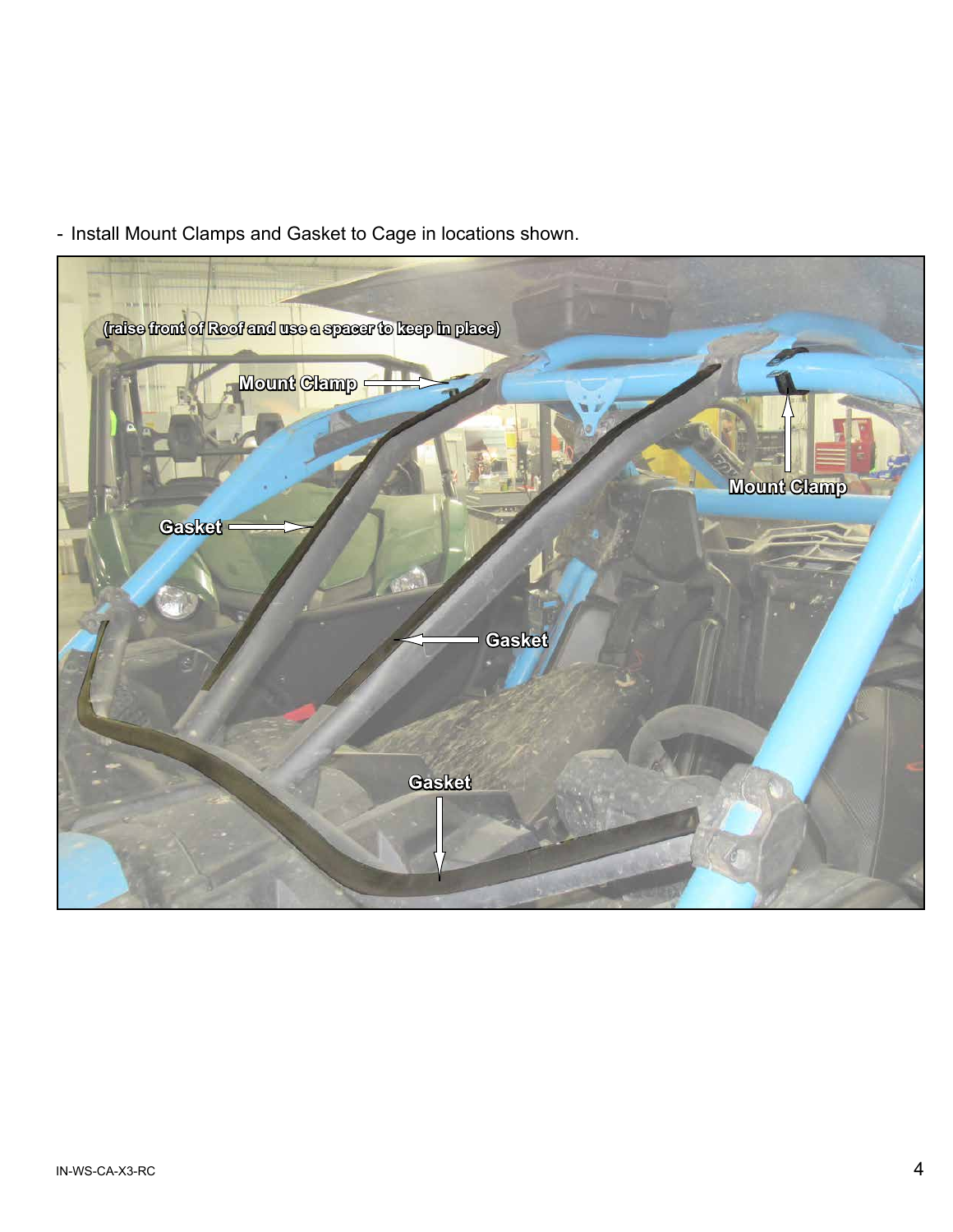- Install Mount Clamps and Gasket to Cage in locations shown.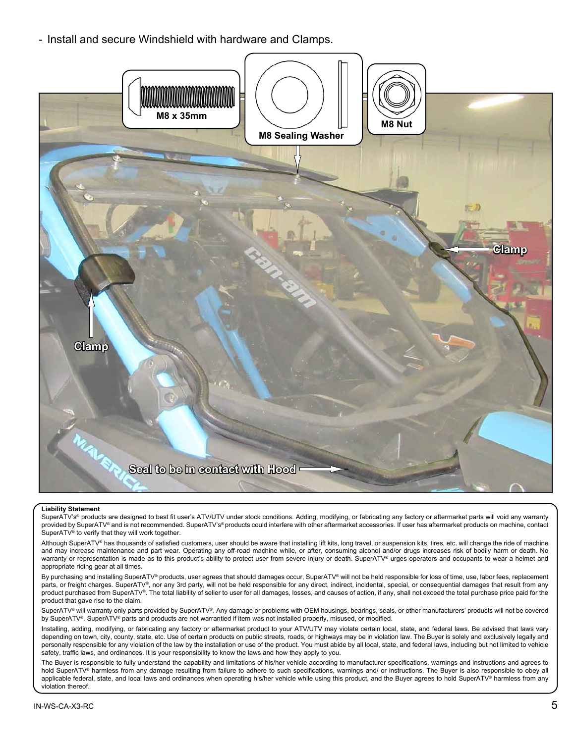- Install and secure Windshield with hardware and Clamps.

M8 x 35mm

M8 Sealing Washer

M8 Nut

Clamp

Clamp

Seal to be in contact with Hood

**Liability Statement**

SuperATV's® products are designed to best fit user's ATV/UTV under stock conditions. Adding, modifying, or fabricating any factory or aftermarket parts will void any warranty provided by SuperATV® and is not recommended. SuperATV's® products could interfere with other aftermarket accessories. If user has aftermarket products on machine, contact SuperATV® to verify that they will work together.

Although SuperATV® has thousands of satisfied customers, user should be aware that installing lift kits, long travel, or suspension kits, tires, etc. will change the ride of machine and may increase maintenance and part wear. Operating any off-road machine while, or after, consuming alcohol and/or drugs increases risk of bodily harm or death. No warranty or representation is made as to this product's ability to protect user from severe injury or death. SuperATV® urges operators and occupants to wear a helmet and appropriate riding gear at all times.

By purchasing and installing SuperATV® products, user agrees that should damages occur, SuperATV® will not be held responsible for loss of time, use, labor fees, replacement parts, or freight charges. SuperATV®, nor any 3rd party, will not be held responsible for any direct, indirect, incidental, special, or consequential damages that result from any product purchased from SuperATV®. The total liability of seller to user for all damages, losses, and causes of action, if any, shall not exceed the total purchase price paid for the product that gave rise to the claim.

SuperATV® will warranty only parts provided by SuperATV®. Any damage or problems with OEM housings, bearings, seals, or other manufacturers' products will not be covered by SuperATV®. SuperATV® parts and products are not warrantied if item was not installed properly, misused, or modified.

Installing, adding, modifying, or fabricating any factory or aftermarket product to your ATV/UTV may violate certain local, state, and federal laws. Be advised that laws vary depending on town, city, county, state, etc. Use of certain products on public streets, roads, or highways may be in violation law. The Buyer is solely and exclusively legally and personally responsible for any violation of the law by the installation or use of the product. You must abide by all local, state, and federal laws, including but not limited to vehicle safety, traffic laws, and ordinances. It is your responsibility to know the laws and how they apply to you.

The Buyer is responsible to fully understand the capability and limitations of his/her vehicle according to manufacturer specifications, warnings and instructions and agrees to hold SuperATV® harmless from any damage resulting from failure to adhere to such specifications, warnings and/ or instructions. The Buyer is also responsible to obey all applicable federal, state, and local laws and ordinances when operating his/her vehicle while using this product, and the Buyer agrees to hold SuperATV® harmless from any violation thereof.

IN-WS-CA-X3-RC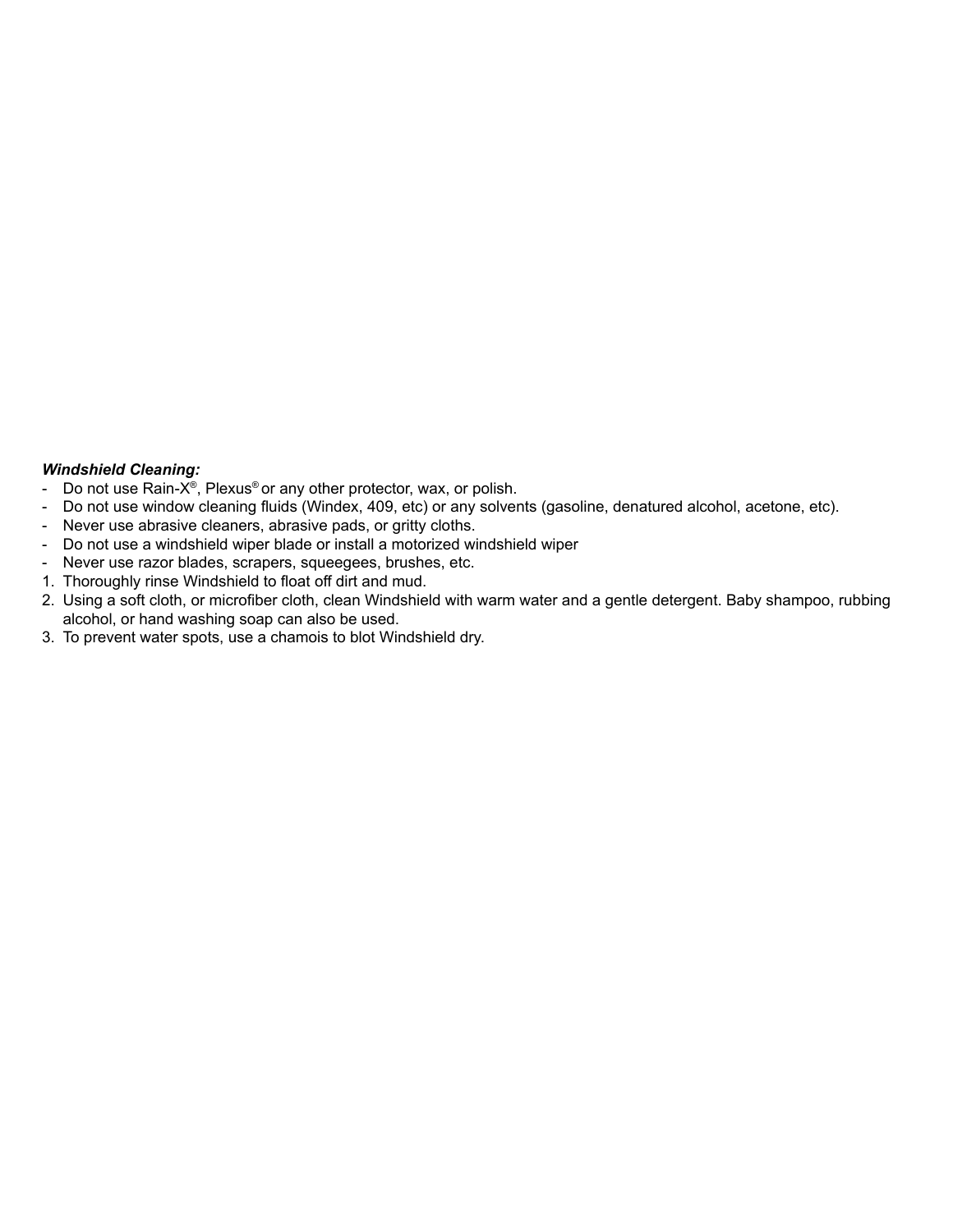***Windshield Cleaning:***

- Do not use Rain-X®, Plexus® or any other protector, wax, or polish.
- Do not use window cleaning fluids (Windex, 409, etc) or any solvents (gasoline, denatured alcohol, acetone, etc).
- Never use abrasive cleaners, abrasive pads, or gritty cloths.
- Do not use a windshield wiper blade or install a motorized windshield wiper
- Never use razor blades, scrapers, squeegees, brushes, etc.

1. Thoroughly rinse Windshield to float off dirt and mud.
2. Using a soft cloth, or microfiber cloth, clean Windshield with warm water and a gentle detergent. Baby shampoo, rubbing alcohol, or hand washing soap can also be used.
3. To prevent water spots, use a chamois to blot Windshield dry.